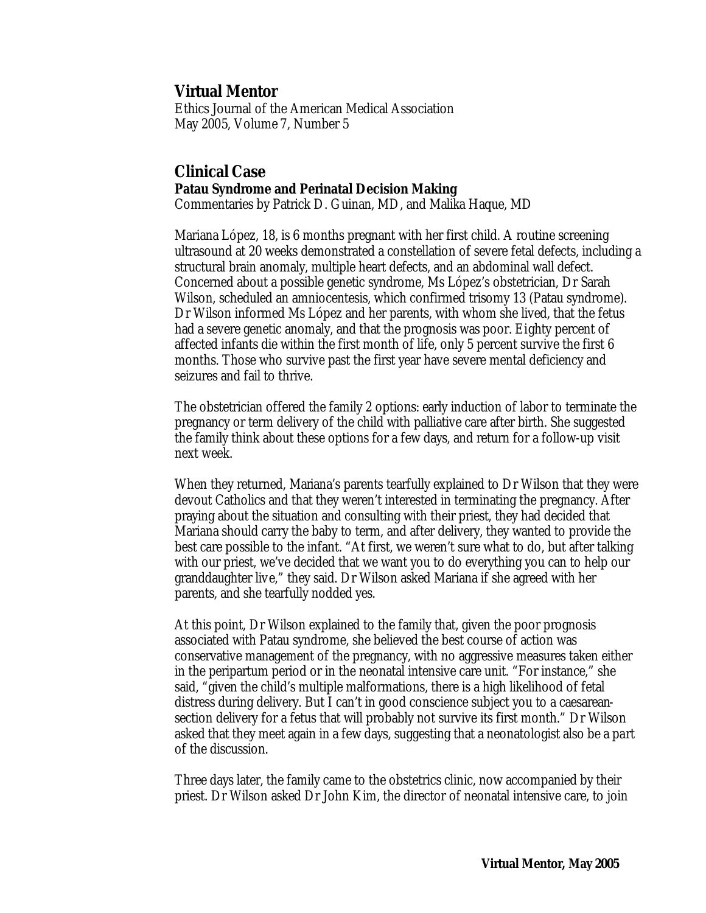# Virtual Mentor

Ethics Journal of the American Medical Association
May 2005, Volume 7, Number 5

## Clinical Case

### Patau Syndrome and Perinatal Decision Making

Commentaries by Patrick D. Guinan, MD, and Malika Haque, MD

Mariana López, 18, is 6 months pregnant with her first child. A routine screening ultrasound at 20 weeks demonstrated a constellation of severe fetal defects, including a structural brain anomaly, multiple heart defects, and an abdominal wall defect. Concerned about a possible genetic syndrome, Ms López's obstetrician, Dr Sarah Wilson, scheduled an amniocentesis, which confirmed trisomy 13 (Patau syndrome). Dr Wilson informed Ms López and her parents, with whom she lived, that the fetus had a severe genetic anomaly, and that the prognosis was poor. Eighty percent of affected infants die within the first month of life, only 5 percent survive the first 6 months. Those who survive past the first year have severe mental deficiency and seizures and fail to thrive.

The obstetrician offered the family 2 options: early induction of labor to terminate the pregnancy or term delivery of the child with palliative care after birth. She suggested the family think about these options for a few days, and return for a follow-up visit next week.

When they returned, Mariana's parents tearfully explained to Dr Wilson that they were devout Catholics and that they weren't interested in terminating the pregnancy. After praying about the situation and consulting with their priest, they had decided that Mariana should carry the baby to term, and after delivery, they wanted to provide the best care possible to the infant. "At first, we weren't sure what to do, but after talking with our priest, we've decided that we want you to do everything you can to help our granddaughter live," they said. Dr Wilson asked Mariana if she agreed with her parents, and she tearfully nodded yes.

At this point, Dr Wilson explained to the family that, given the poor prognosis associated with Patau syndrome, she believed the best course of action was conservative management of the pregnancy, with no aggressive measures taken either in the peripartum period or in the neonatal intensive care unit. "For instance," she said, "given the child's multiple malformations, there is a high likelihood of fetal distress during delivery. But I can't in good conscience subject you to a caesarean-section delivery for a fetus that will probably not survive its first month." Dr Wilson asked that they meet again in a few days, suggesting that a neonatologist also be a part of the discussion.

Three days later, the family came to the obstetrics clinic, now accompanied by their priest. Dr Wilson asked Dr John Kim, the director of neonatal intensive care, to join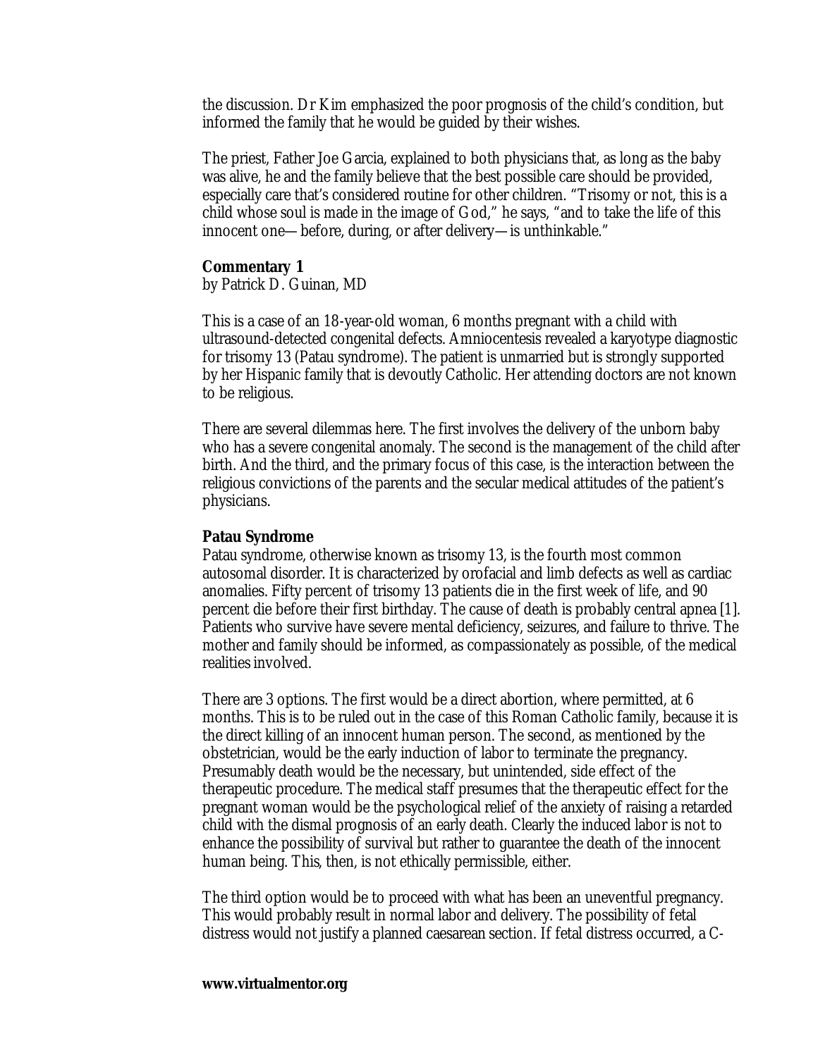the discussion. Dr Kim emphasized the poor prognosis of the child's condition, but informed the family that he would be guided by their wishes.

The priest, Father Joe Garcia, explained to both physicians that, as long as the baby was alive, he and the family believe that the best possible care should be provided, especially care that's considered routine for other children. "Trisomy or not, this is a child whose soul is made in the image of God," he says, "and to take the life of this innocent one—before, during, or after delivery—is unthinkable."

**Commentary 1**
by Patrick D. Guinan, MD

This is a case of an 18-year-old woman, 6 months pregnant with a child with ultrasound-detected congenital defects. Amniocentesis revealed a karyotype diagnostic for trisomy 13 (Patau syndrome). The patient is unmarried but is strongly supported by her Hispanic family that is devoutly Catholic. Her attending doctors are not known to be religious.

There are several dilemmas here. The first involves the delivery of the unborn baby who has a severe congenital anomaly. The second is the management of the child after birth. And the third, and the primary focus of this case, is the interaction between the religious convictions of the parents and the secular medical attitudes of the patient's physicians.

**Patau Syndrome**
Patau syndrome, otherwise known as trisomy 13, is the fourth most common autosomal disorder. It is characterized by orofacial and limb defects as well as cardiac anomalies. Fifty percent of trisomy 13 patients die in the first week of life, and 90 percent die before their first birthday. The cause of death is probably central apnea [1]. Patients who survive have severe mental deficiency, seizures, and failure to thrive. The mother and family should be informed, as compassionately as possible, of the medical realities involved.

There are 3 options. The first would be a direct abortion, where permitted, at 6 months. This is to be ruled out in the case of this Roman Catholic family, because it is the direct killing of an innocent human person. The second, as mentioned by the obstetrician, would be the early induction of labor to terminate the pregnancy. Presumably death would be the necessary, but unintended, side effect of the therapeutic procedure. The medical staff presumes that the therapeutic effect for the pregnant woman would be the psychological relief of the anxiety of raising a retarded child with the dismal prognosis of an early death. Clearly the induced labor is not to enhance the possibility of survival but rather to guarantee the death of the innocent human being. This, then, is not ethically permissible, either.

The third option would be to proceed with what has been an uneventful pregnancy. This would probably result in normal labor and delivery. The possibility of fetal distress would not justify a planned caesarean section. If fetal distress occurred, a C-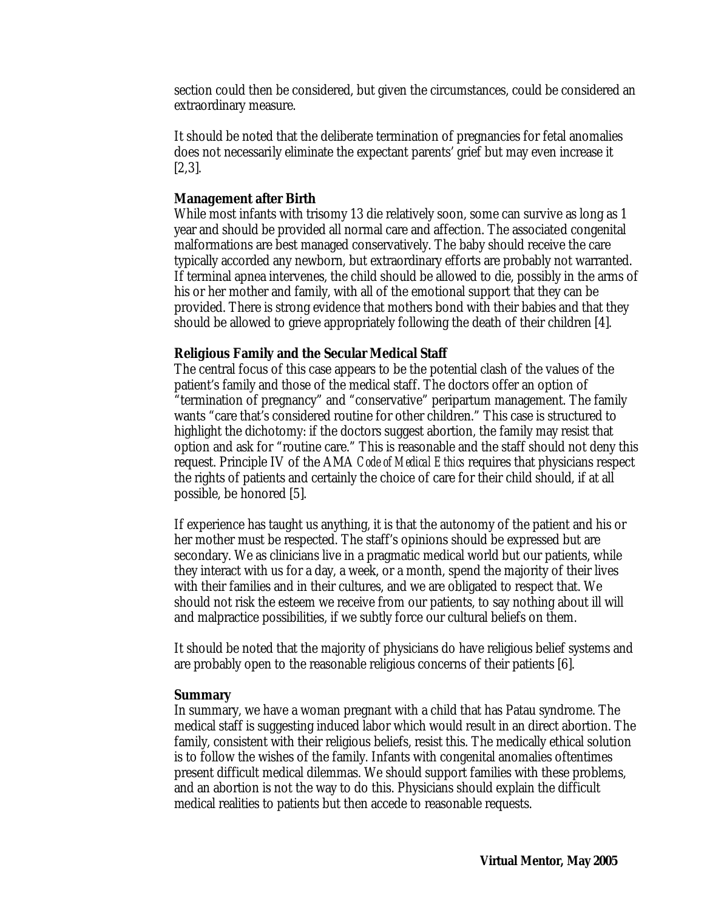section could then be considered, but given the circumstances, could be considered an extraordinary measure.

It should be noted that the deliberate termination of pregnancies for fetal anomalies does not necessarily eliminate the expectant parents' grief but may even increase it [2,3].

**Management after Birth**

While most infants with trisomy 13 die relatively soon, some can survive as long as 1 year and should be provided all normal care and affection. The associated congenital malformations are best managed conservatively. The baby should receive the care typically accorded any newborn, but extraordinary efforts are probably not warranted. If terminal apnea intervenes, the child should be allowed to die, possibly in the arms of his or her mother and family, with all of the emotional support that they can be provided. There is strong evidence that mothers bond with their babies and that they should be allowed to grieve appropriately following the death of their children [4].

**Religious Family and the Secular Medical Staff**

The central focus of this case appears to be the potential clash of the values of the patient's family and those of the medical staff. The doctors offer an option of "termination of pregnancy" and "conservative" peripartum management. The family wants "care that's considered routine for other children." This case is structured to highlight the dichotomy: if the doctors suggest abortion, the family may resist that option and ask for "routine care." This is reasonable and the staff should not deny this request. Principle IV of the AMA *Code of Medical Ethics* requires that physicians respect the rights of patients and certainly the choice of care for their child should, if at all possible, be honored [5].

If experience has taught us anything, it is that the autonomy of the patient and his or her mother must be respected. The staff's opinions should be expressed but are secondary. We as clinicians live in a pragmatic medical world but our patients, while they interact with us for a day, a week, or a month, spend the majority of their lives with their families and in their cultures, and we are obligated to respect that. We should not risk the esteem we receive from our patients, to say nothing about ill will and malpractice possibilities, if we subtly force our cultural beliefs on them.

It should be noted that the majority of physicians do have religious belief systems and are probably open to the reasonable religious concerns of their patients [6].

**Summary**

In summary, we have a woman pregnant with a child that has Patau syndrome. The medical staff is suggesting induced labor which would result in an direct abortion. The family, consistent with their religious beliefs, resist this. The medically ethical solution is to follow the wishes of the family. Infants with congenital anomalies oftentimes present difficult medical dilemmas. We should support families with these problems, and an abortion is not the way to do this. Physicians should explain the difficult medical realities to patients but then accede to reasonable requests.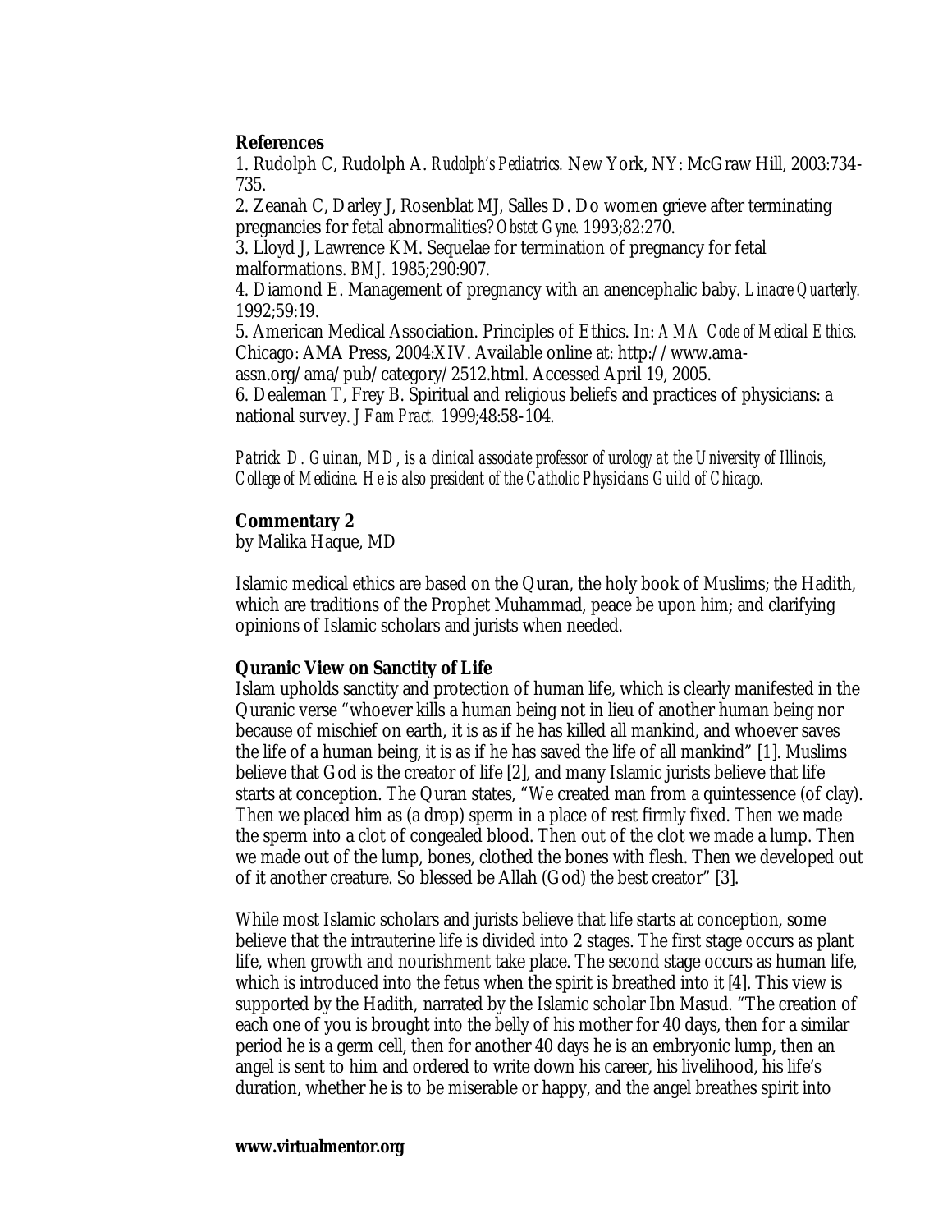**References**

1. Rudolph C, Rudolph A. *Rudolph's Pediatrics.* New York, NY: McGraw Hill, 2003:734-735.
2. Zeanah C, Darley J, Rosenblat MJ, Salles D. Do women grieve after terminating pregnancies for fetal abnormalities? *Obstet Gyne.* 1993;82:270.
3. Lloyd J, Lawrence KM. Sequelae for termination of pregnancy for fetal malformations. *BMJ.* 1985;290:907.
4. Diamond E. Management of pregnancy with an anencephalic baby. *Linacre Quarterly.* 1992;59:19.
5. American Medical Association. Principles of Ethics. In: *AMA Code of Medical Ethics.* Chicago: AMA Press, 2004:XIV. Available online at: http://www.ama-assn.org/ama/pub/category/2512.html. Accessed April 19, 2005.
6. Dealeman T, Frey B. Spiritual and religious beliefs and practices of physicians: a national survey. *J Fam Pract.* 1999;48:58-104.

*Patrick D. Guinan, MD, is a clinical associate professor of urology at the University of Illinois, College of Medicine. He is also president of the Catholic Physicians Guild of Chicago.*

**Commentary 2**
by Malika Haque, MD

Islamic medical ethics are based on the Quran, the holy book of Muslims; the Hadith, which are traditions of the Prophet Muhammad, peace be upon him; and clarifying opinions of Islamic scholars and jurists when needed.

**Quranic View on Sanctity of Life**

Islam upholds sanctity and protection of human life, which is clearly manifested in the Quranic verse "whoever kills a human being not in lieu of another human being nor because of mischief on earth, it is as if he has killed all mankind, and whoever saves the life of a human being, it is as if he has saved the life of all mankind" [1]. Muslims believe that God is the creator of life [2], and many Islamic jurists believe that life starts at conception. The Quran states, "We created man from a quintessence (of clay). Then we placed him as (a drop) sperm in a place of rest firmly fixed. Then we made the sperm into a clot of congealed blood. Then out of the clot we made a lump. Then we made out of the lump, bones, clothed the bones with flesh. Then we developed out of it another creature. So blessed be Allah (God) the best creator" [3].

While most Islamic scholars and jurists believe that life starts at conception, some believe that the intrauterine life is divided into 2 stages. The first stage occurs as plant life, when growth and nourishment take place. The second stage occurs as human life, which is introduced into the fetus when the spirit is breathed into it [4]. This view is supported by the Hadith, narrated by the Islamic scholar Ibn Masud. "The creation of each one of you is brought into the belly of his mother for 40 days, then for a similar period he is a germ cell, then for another 40 days he is an embryonic lump, then an angel is sent to him and ordered to write down his career, his livelihood, his life's duration, whether he is to be miserable or happy, and the angel breathes spirit into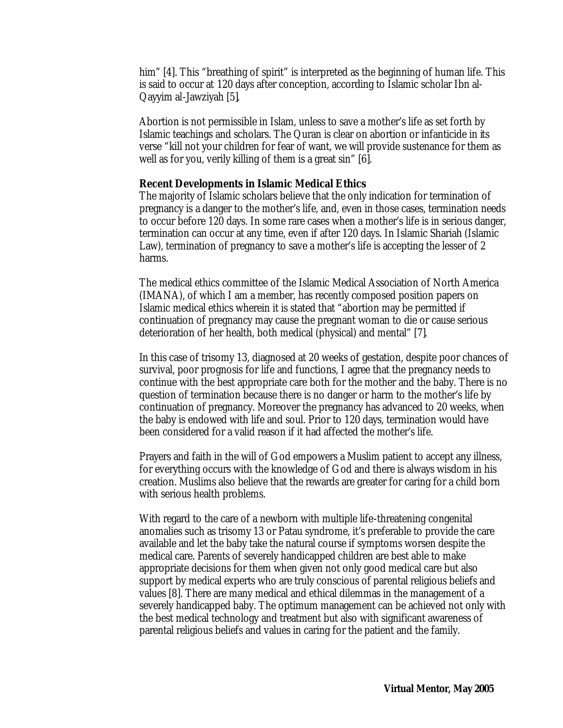him" [4]. This "breathing of spirit" is interpreted as the beginning of human life. This is said to occur at 120 days after conception, according to Islamic scholar Ibn al-Qayyim al-Jawziyah [5].

Abortion is not permissible in Islam, unless to save a mother's life as set forth by Islamic teachings and scholars. The Quran is clear on abortion or infanticide in its verse "kill not your children for fear of want, we will provide sustenance for them as well as for you, verily killing of them is a great sin" [6].

**Recent Developments in Islamic Medical Ethics**

The majority of Islamic scholars believe that the only indication for termination of pregnancy is a danger to the mother's life, and, even in those cases, termination needs to occur before 120 days. In some rare cases when a mother's life is in serious danger, termination can occur at any time, even if after 120 days. In Islamic Shariah (Islamic Law), termination of pregnancy to save a mother's life is accepting the lesser of 2 harms.

The medical ethics committee of the Islamic Medical Association of North America (IMANA), of which I am a member, has recently composed position papers on Islamic medical ethics wherein it is stated that "abortion may be permitted if continuation of pregnancy may cause the pregnant woman to die or cause serious deterioration of her health, both medical (physical) and mental" [7].

In this case of trisomy 13, diagnosed at 20 weeks of gestation, despite poor chances of survival, poor prognosis for life and functions, I agree that the pregnancy needs to continue with the best appropriate care both for the mother and the baby. There is no question of termination because there is no danger or harm to the mother's life by continuation of pregnancy. Moreover the pregnancy has advanced to 20 weeks, when the baby is endowed with life and soul. Prior to 120 days, termination would have been considered for a valid reason if it had affected the mother's life.

Prayers and faith in the will of God empowers a Muslim patient to accept any illness, for everything occurs with the knowledge of God and there is always wisdom in his creation. Muslims also believe that the rewards are greater for caring for a child born with serious health problems.

With regard to the care of a newborn with multiple life-threatening congenital anomalies such as trisomy 13 or Patau syndrome, it's preferable to provide the care available and let the baby take the natural course if symptoms worsen despite the medical care. Parents of severely handicapped children are best able to make appropriate decisions for them when given not only good medical care but also support by medical experts who are truly conscious of parental religious beliefs and values [8]. There are many medical and ethical dilemmas in the management of a severely handicapped baby. The optimum management can be achieved not only with the best medical technology and treatment but also with significant awareness of parental religious beliefs and values in caring for the patient and the family.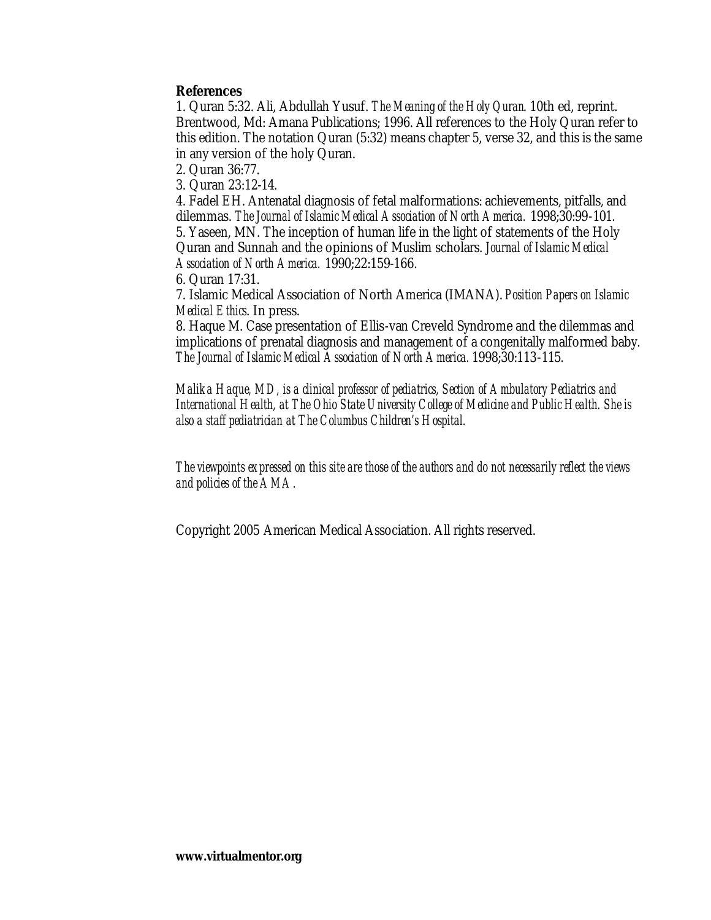**References**

1. Quran 5:32. Ali, Abdullah Yusuf. *The Meaning of the Holy Quran*. 10th ed, reprint. Brentwood, Md: Amana Publications; 1996. All references to the Holy Quran refer to this edition. The notation Quran (5:32) means chapter 5, verse 32, and this is the same in any version of the holy Quran.
2. Quran 36:77.
3. Quran 23:12-14.
4. Fadel EH. Antenatal diagnosis of fetal malformations: achievements, pitfalls, and dilemmas. *The Journal of Islamic Medical Association of North America.* 1998;30:99-101.
5. Yaseen, MN. The inception of human life in the light of statements of the Holy Quran and Sunnah and the opinions of Muslim scholars. *Journal of Islamic Medical Association of North America.* 1990;22:159-166.
6. Quran 17:31.
7. Islamic Medical Association of North America (IMANA). *Position Papers on Islamic Medical Ethics*. In press.
8. Haque M. Case presentation of Ellis-van Creveld Syndrome and the dilemmas and implications of prenatal diagnosis and management of a congenitally malformed baby. *The Journal of Islamic Medical Association of North America.* 1998;30:113-115.

*Malika Haque, MD, is a clinical professor of pediatrics, Section of Ambulatory Pediatrics and International Health, at The Ohio State University College of Medicine and Public Health. She is also a staff pediatrician at The Columbus Children's Hospital.*

*The viewpoints expressed on this site are those of the authors and do not necessarily reflect the views and policies of the AMA.*

Copyright 2005 American Medical Association. All rights reserved.